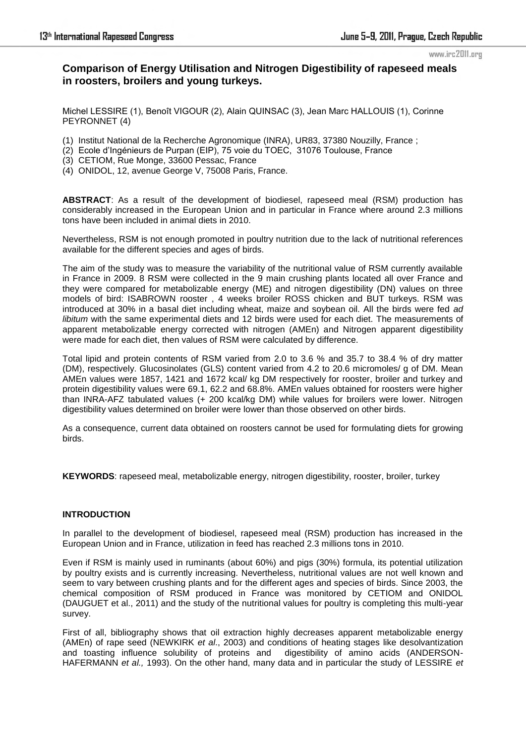## Comparison of Energy Utilisation and Nitrogen Digestibility of rapeseed meals in roosters, broilers and young turkeys.

Michel LESSIRE (1), Benoît VIGOUR (2), Alain QUINSAC (3), Jean Marc HALLOUIS (1), Corinne PEYRONNET (4)

(1) Institut National de la Recherche Agronomique (INRA), UR83, 37380 Nouzilly, France ;
(2) Ecole d'Ingénieurs de Purpan (EIP), 75 voie du TOEC, 31076 Toulouse, France
(3) CETIOM, Rue Monge, 33600 Pessac, France
(4) ONIDOL, 12, avenue George V, 75008 Paris, France.

**ABSTRACT**: As a result of the development of biodiesel, rapeseed meal (RSM) production has considerably increased in the European Union and in particular in France where around 2.3 millions tons have been included in animal diets in 2010.

Nevertheless, RSM is not enough promoted in poultry nutrition due to the lack of nutritional references available for the different species and ages of birds.

The aim of the study was to measure the variability of the nutritional value of RSM currently available in France in 2009. 8 RSM were collected in the 9 main crushing plants located all over France and they were compared for metabolizable energy (ME) and nitrogen digestibility (DN) values on three models of bird: ISABROWN rooster , 4 weeks broiler ROSS chicken and BUT turkeys. RSM was introduced at 30% in a basal diet including wheat, maize and soybean oil. All the birds were fed *ad libitum* with the same experimental diets and 12 birds were used for each diet. The measurements of apparent metabolizable energy corrected with nitrogen (AMEn) and Nitrogen apparent digestibility were made for each diet, then values of RSM were calculated by difference.

Total lipid and protein contents of RSM varied from 2.0 to 3.6 % and 35.7 to 38.4 % of dry matter (DM), respectively. Glucosinolates (GLS) content varied from 4.2 to 20.6 micromoles/ g of DM. Mean AMEn values were 1857, 1421 and 1672 kcal/ kg DM respectively for rooster, broiler and turkey and protein digestibility values were 69.1, 62.2 and 68.8%. AMEn values obtained for roosters were higher than INRA-AFZ tabulated values (+ 200 kcal/kg DM) while values for broilers were lower. Nitrogen digestibility values determined on broiler were lower than those observed on other birds.

As a consequence, current data obtained on roosters cannot be used for formulating diets for growing birds.

**KEYWORDS**: rapeseed meal, metabolizable energy, nitrogen digestibility, rooster, broiler, turkey

### INTRODUCTION

In parallel to the development of biodiesel, rapeseed meal (RSM) production has increased in the European Union and in France, utilization in feed has reached 2.3 millions tons in 2010.

Even if RSM is mainly used in ruminants (about 60%) and pigs (30%) formula, its potential utilization by poultry exists and is currently increasing. Nevertheless, nutritional values are not well known and seem to vary between crushing plants and for the different ages and species of birds. Since 2003, the chemical composition of RSM produced in France was monitored by CETIOM and ONIDOL (DAUGUET et al., 2011) and the study of the nutritional values for poultry is completing this multi-year survey.

First of all, bibliography shows that oil extraction highly decreases apparent metabolizable energy (AMEn) of rape seed (NEWKIRK *et al*., 2003) and conditions of heating stages like desolvantization and toasting influence solubility of proteins and digestibility of amino acids (ANDERSON-HAFERMANN *et al.,* 1993). On the other hand, many data and in particular the study of LESSIRE *et*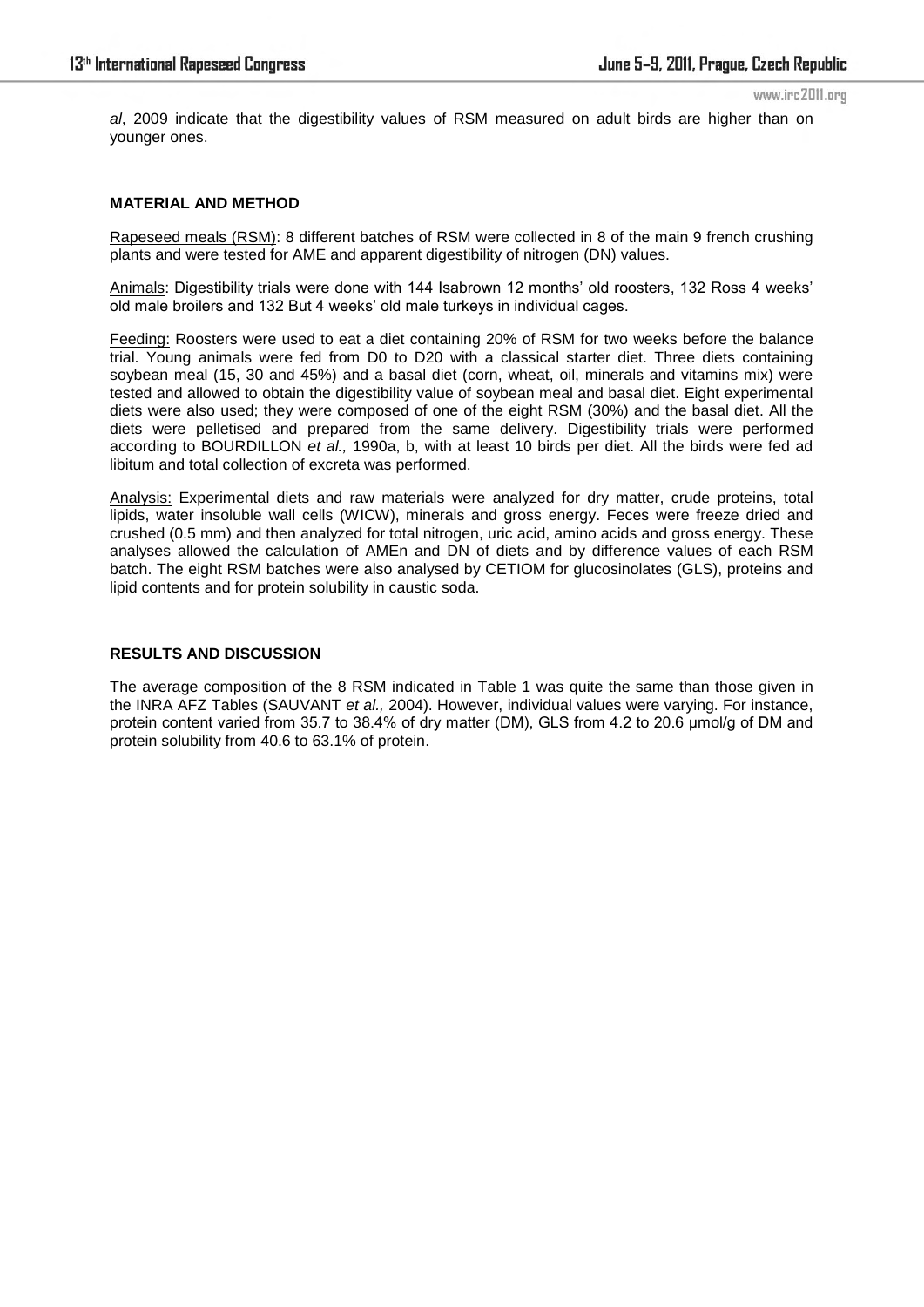*al*, 2009 indicate that the digestibility values of RSM measured on adult birds are higher than on younger ones.

**MATERIAL AND METHOD**

Rapeseed meals (RSM): 8 different batches of RSM were collected in 8 of the main 9 french crushing plants and were tested for AME and apparent digestibility of nitrogen (DN) values.

Animals: Digestibility trials were done with 144 Isabrown 12 months' old roosters, 132 Ross 4 weeks' old male broilers and 132 But 4 weeks' old male turkeys in individual cages.

Feeding: Roosters were used to eat a diet containing 20% of RSM for two weeks before the balance trial. Young animals were fed from D0 to D20 with a classical starter diet. Three diets containing soybean meal (15, 30 and 45%) and a basal diet (corn, wheat, oil, minerals and vitamins mix) were tested and allowed to obtain the digestibility value of soybean meal and basal diet. Eight experimental diets were also used; they were composed of one of the eight RSM (30%) and the basal diet. All the diets were pelletised and prepared from the same delivery. Digestibility trials were performed according to BOURDILLON *et al.,* 1990a, b, with at least 10 birds per diet. All the birds were fed ad libitum and total collection of excreta was performed.

Analysis: Experimental diets and raw materials were analyzed for dry matter, crude proteins, total lipids, water insoluble wall cells (WICW), minerals and gross energy. Feces were freeze dried and crushed (0.5 mm) and then analyzed for total nitrogen, uric acid, amino acids and gross energy. These analyses allowed the calculation of AMEn and DN of diets and by difference values of each RSM batch. The eight RSM batches were also analysed by CETIOM for glucosinolates (GLS), proteins and lipid contents and for protein solubility in caustic soda.

**RESULTS AND DISCUSSION**

The average composition of the 8 RSM indicated in Table 1 was quite the same than those given in the INRA AFZ Tables (SAUVANT *et al.,* 2004). However, individual values were varying. For instance, protein content varied from 35.7 to 38.4% of dry matter (DM), GLS from 4.2 to 20.6 µmol/g of DM and protein solubility from 40.6 to 63.1% of protein.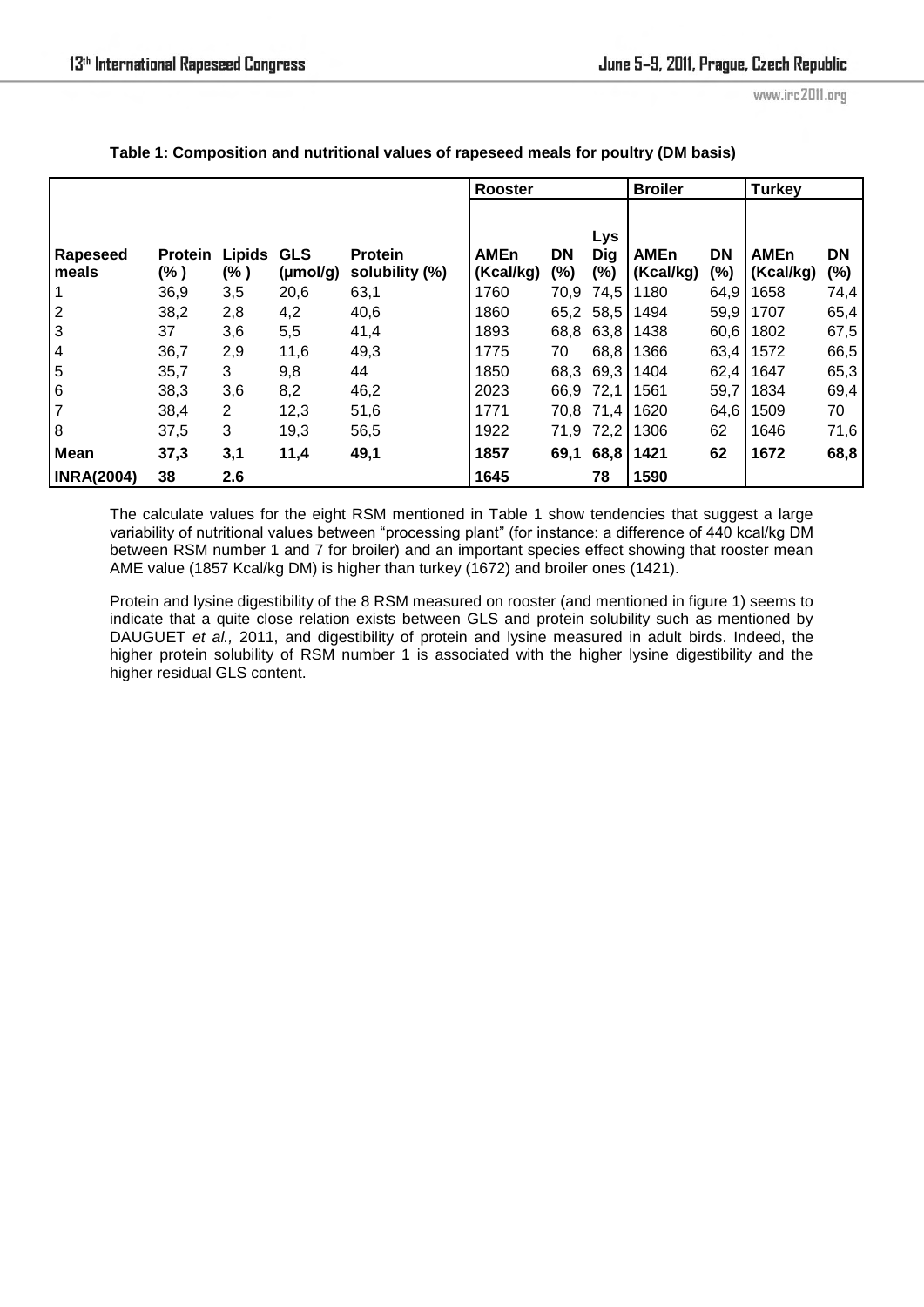**Table 1: Composition and nutritional values of rapeseed meals for poultry (DM basis)**

| | | | | | Rooster | | | Broiler | | Turkey | |
|---|---|---|---|---|---|---|---|---|---|---|---|
| Rapeseed meals | Protein (% ) | Lipids (% ) | GLS (µmol/g) | Protein solubility (%) | AMEn (Kcal/kg) | DN (%) | Lys Dig (%) | AMEn (Kcal/kg) | DN (%) | AMEn (Kcal/kg) | DN (%) |
| 1 | 36,9 | 3,5 | 20,6 | 63,1 | 1760 | 70,9 | 74,5 | 1180 | 64,9 | 1658 | 74,4 |
| 2 | 38,2 | 2,8 | 4,2 | 40,6 | 1860 | 65,2 | 58,5 | 1494 | 59,9 | 1707 | 65,4 |
| 3 | 37 | 3,6 | 5,5 | 41,4 | 1893 | 68,8 | 63,8 | 1438 | 60,6 | 1802 | 67,5 |
| 4 | 36,7 | 2,9 | 11,6 | 49,3 | 1775 | 70 | 68,8 | 1366 | 63,4 | 1572 | 66,5 |
| 5 | 35,7 | 3 | 9,8 | 44 | 1850 | 68,3 | 69,3 | 1404 | 62,4 | 1647 | 65,3 |
| 6 | 38,3 | 3,6 | 8,2 | 46,2 | 2023 | 66,9 | 72,1 | 1561 | 59,7 | 1834 | 69,4 |
| 7 | 38,4 | 2 | 12,3 | 51,6 | 1771 | 70,8 | 71,4 | 1620 | 64,6 | 1509 | 70 |
| 8 | 37,5 | 3 | 19,3 | 56,5 | 1922 | 71,9 | 72,2 | 1306 | 62 | 1646 | 71,6 |
| **Mean** | **37,3** | **3,1** | **11,4** | **49,1** | **1857** | **69,1** | **68,8** | **1421** | **62** | **1672** | **68,8** |
| **INRA(2004)** | **38** | **2.6** | | | **1645** | | **78** | **1590** | | | |

The calculate values for the eight RSM mentioned in Table 1 show tendencies that suggest a large variability of nutritional values between "processing plant" (for instance: a difference of 440 kcal/kg DM between RSM number 1 and 7 for broiler) and an important species effect showing that rooster mean AME value (1857 Kcal/kg DM) is higher than turkey (1672) and broiler ones (1421).

Protein and lysine digestibility of the 8 RSM measured on rooster (and mentioned in figure 1) seems to indicate that a quite close relation exists between GLS and protein solubility such as mentioned by DAUGUET *et al.,* 2011, and digestibility of protein and lysine measured in adult birds. Indeed, the higher protein solubility of RSM number 1 is associated with the higher lysine digestibility and the higher residual GLS content.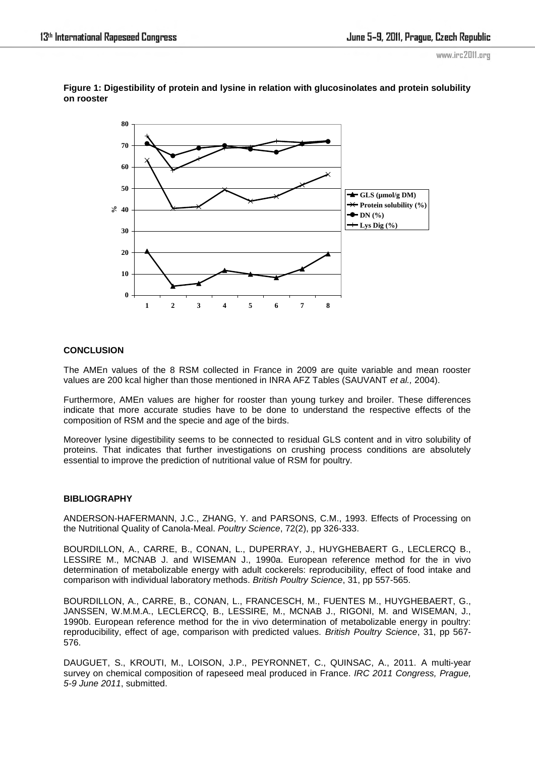**Figure 1: Digestibility of protein and lysine in relation with glucosinolates and protein solubility on rooster**

## CONCLUSION

The AMEn values of the 8 RSM collected in France in 2009 are quite variable and mean rooster values are 200 kcal higher than those mentioned in INRA AFZ Tables (SAUVANT *et al.,* 2004).

Furthermore, AMEn values are higher for rooster than young turkey and broiler. These differences indicate that more accurate studies have to be done to understand the respective effects of the composition of RSM and the specie and age of the birds.

Moreover lysine digestibility seems to be connected to residual GLS content and in vitro solubility of proteins. That indicates that further investigations on crushing process conditions are absolutely essential to improve the prediction of nutritional value of RSM for poultry.

## BIBLIOGRAPHY

ANDERSON-HAFERMANN, J.C., ZHANG, Y. and PARSONS, C.M., 1993. Effects of Processing on the Nutritional Quality of Canola-Meal. *Poultry Science*, 72(2), pp 326-333.

BOURDILLON, A., CARRE, B., CONAN, L., DUPERRAY, J., HUYGHEBAERT G., LECLERCQ B., LESSIRE M., MCNAB J. and WISEMAN J., 1990a. European reference method for the in vivo determination of metabolizable energy with adult cockerels: reproducibility, effect of food intake and comparison with individual laboratory methods. *British Poultry Science*, 31, pp 557-565.

BOURDILLON, A., CARRE, B., CONAN, L., FRANCESCH, M., FUENTES M., HUYGHEBAERT, G., JANSSEN, W.M.M.A., LECLERCQ, B., LESSIRE, M., MCNAB J., RIGONI, M. and WISEMAN, J., 1990b. European reference method for the in vivo determination of metabolizable energy in poultry: reproducibility, effect of age, comparison with predicted values. *British Poultry Science*, 31, pp 567-576.

DAUGUET, S., KROUTI, M., LOISON, J.P., PEYRONNET, C., QUINSAC, A., 2011. A multi-year survey on chemical composition of rapeseed meal produced in France. *IRC 2011 Congress, Prague, 5-9 June 2011*, submitted.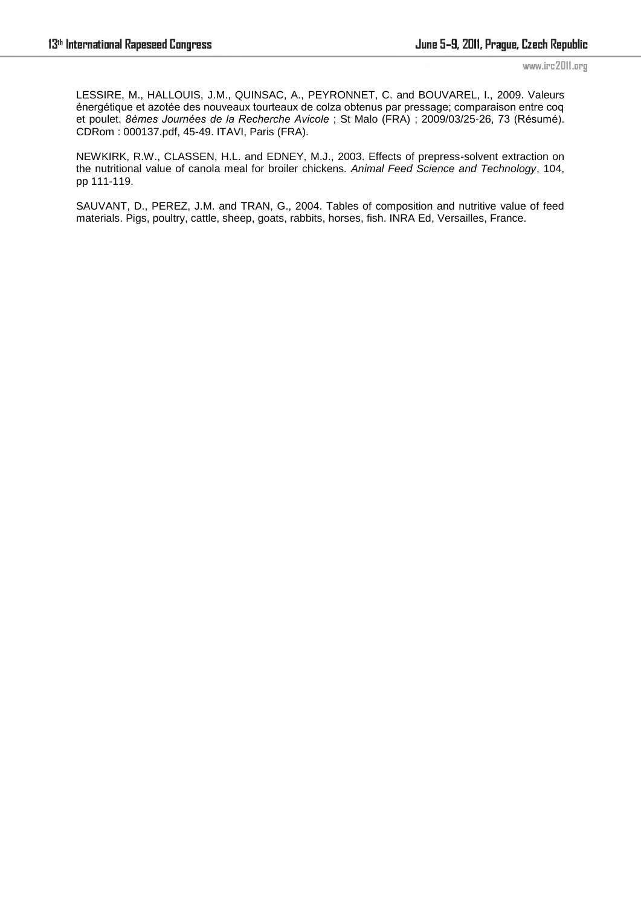LESSIRE, M., HALLOUIS, J.M., QUINSAC, A., PEYRONNET, C. and BOUVAREL, I., 2009. Valeurs énergétique et azotée des nouveaux tourteaux de colza obtenus par pressage; comparaison entre coq et poulet. *8èmes Journées de la Recherche Avicole* ; St Malo (FRA) ; 2009/03/25-26, 73 (Résumé). CDRom : 000137.pdf, 45-49. ITAVI, Paris (FRA).

NEWKIRK, R.W., CLASSEN, H.L. and EDNEY, M.J., 2003. Effects of prepress-solvent extraction on the nutritional value of canola meal for broiler chickens. *Animal Feed Science and Technology*, 104, pp 111-119.

SAUVANT, D., PEREZ, J.M. and TRAN, G., 2004. Tables of composition and nutritive value of feed materials. Pigs, poultry, cattle, sheep, goats, rabbits, horses, fish. INRA Ed, Versailles, France.